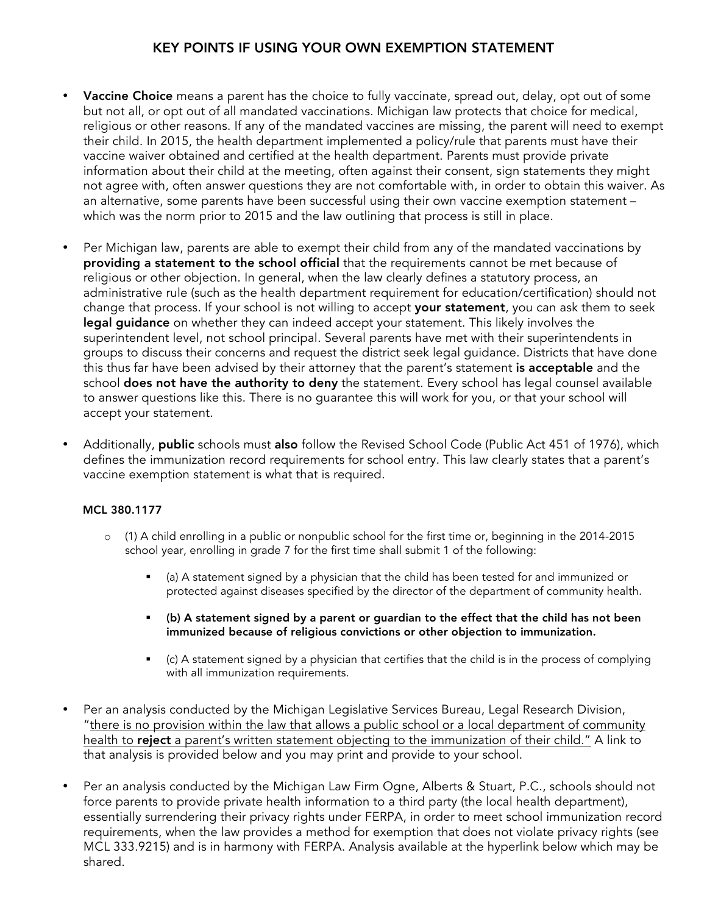# KEY POINTS IF USING YOUR OWN EXEMPTION STATEMENT

- **Vaccine Choice** means a parent has the choice to fully vaccinate, spread out, delay, opt out of some but not all, or opt out of all mandated vaccinations. Michigan law protects that choice for medical, religious or other reasons. If any of the mandated vaccines are missing, the parent will need to exempt their child. In 2015, the health department implemented a policy/rule that parents must have their vaccine waiver obtained and certified at the health department. Parents must provide private information about their child at the meeting, often against their consent, sign statements they might not agree with, often answer questions they are not comfortable with, in order to obtain this waiver. As an alternative, some parents have been successful using their own vaccine exemption statement – which was the norm prior to 2015 and the law outlining that process is still in place.

- Per Michigan law, parents are able to exempt their child from any of the mandated vaccinations by **providing a statement to the school official** that the requirements cannot be met because of religious or other objection. In general, when the law clearly defines a statutory process, an administrative rule (such as the health department requirement for education/certification) should not change that process. If your school is not willing to accept **your statement**, you can ask them to seek **legal guidance** on whether they can indeed accept your statement. This likely involves the superintendent level, not school principal. Several parents have met with their superintendents in groups to discuss their concerns and request the district seek legal guidance. Districts that have done this thus far have been advised by their attorney that the parent's statement **is acceptable** and the school **does not have the authority to deny** the statement. Every school has legal counsel available to answer questions like this. There is no guarantee this will work for you, or that your school will accept your statement.

- Additionally, **public** schools must **also** follow the Revised School Code (Public Act 451 of 1976), which defines the immunization record requirements for school entry. This law clearly states that a parent's vaccine exemption statement is what that is required.

  **MCL 380.1177**

  - (1) A child enrolling in a public or nonpublic school for the first time or, beginning in the 2014-2015 school year, enrolling in grade 7 for the first time shall submit 1 of the following:
    - (a) A statement signed by a physician that the child has been tested for and immunized or protected against diseases specified by the director of the department of community health.
    - **(b) A statement signed by a parent or guardian to the effect that the child has not been immunized because of religious convictions or other objection to immunization.**
    - (c) A statement signed by a physician that certifies that the child is in the process of complying with all immunization requirements.

- Per an analysis conducted by the Michigan Legislative Services Bureau, Legal Research Division, "there is no provision within the law that allows a public school or a local department of community health to **reject** a parent's written statement objecting to the immunization of their child." A link to that analysis is provided below and you may print and provide to your school.

- Per an analysis conducted by the Michigan Law Firm Ogne, Alberts & Stuart, P.C., schools should not force parents to provide private health information to a third party (the local health department), essentially surrendering their privacy rights under FERPA, in order to meet school immunization record requirements, when the law provides a method for exemption that does not violate privacy rights (see MCL 333.9215) and is in harmony with FERPA. Analysis available at the hyperlink below which may be shared.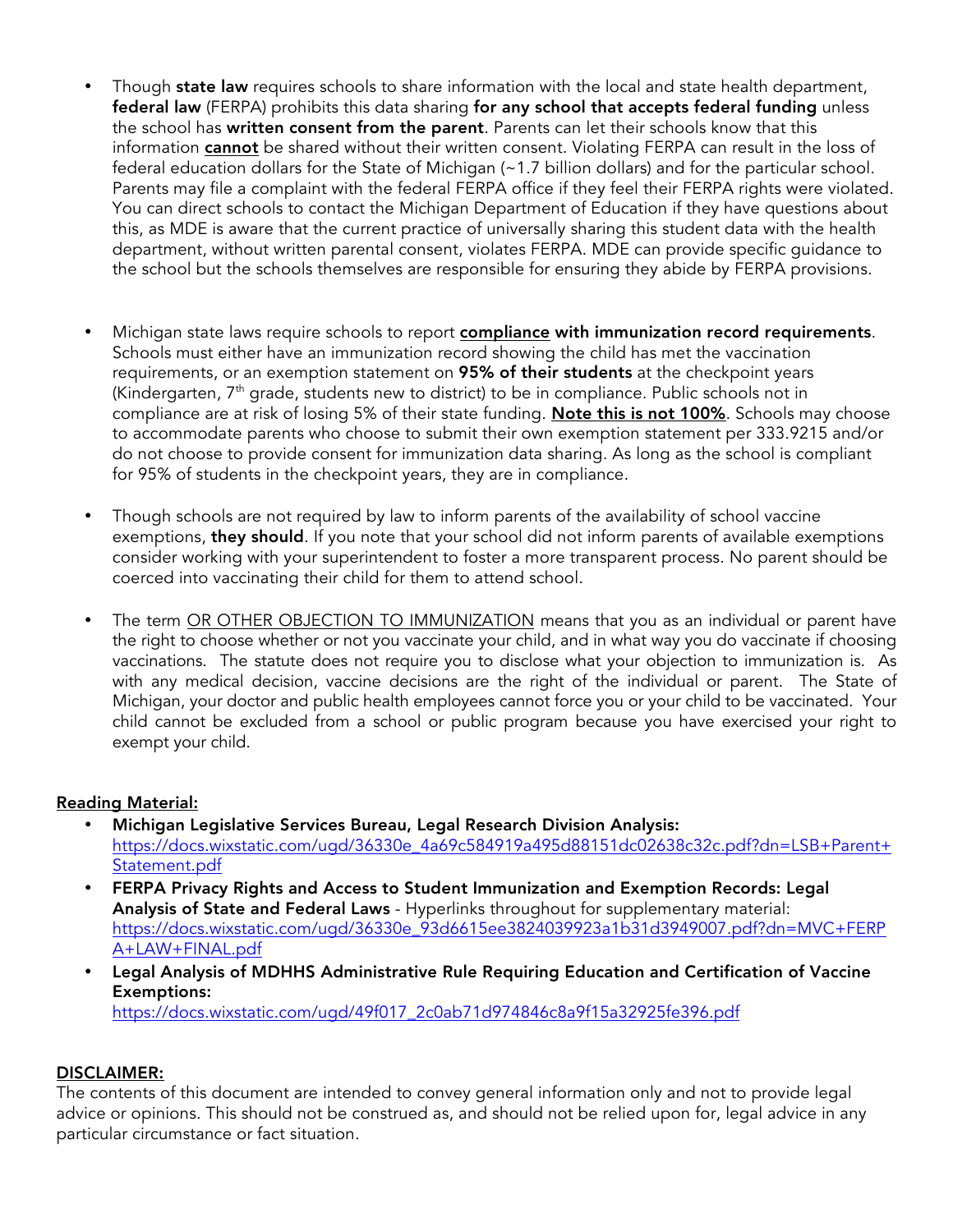- Though **state law** requires schools to share information with the local and state health department, **federal law** (FERPA) prohibits this data sharing **for any school that accepts federal funding** unless the school has **written consent from the parent**. Parents can let their schools know that this information **<u>cannot</u>** be shared without their written consent. Violating FERPA can result in the loss of federal education dollars for the State of Michigan (~1.7 billion dollars) and for the particular school. Parents may file a complaint with the federal FERPA office if they feel their FERPA rights were violated. You can direct schools to contact the Michigan Department of Education if they have questions about this, as MDE is aware that the current practice of universally sharing this student data with the health department, without written parental consent, violates FERPA. MDE can provide specific guidance to the school but the schools themselves are responsible for ensuring they abide by FERPA provisions.

- Michigan state laws require schools to report **<u>compliance</u> with immunization record requirements**. Schools must either have an immunization record showing the child has met the vaccination requirements, or an exemption statement on **95% of their students** at the checkpoint years (Kindergarten, 7th grade, students new to district) to be in compliance. Public schools not in compliance are at risk of losing 5% of their state funding. **<u>Note this is not 100%</u>**. Schools may choose to accommodate parents who choose to submit their own exemption statement per 333.9215 and/or do not choose to provide consent for immunization data sharing. As long as the school is compliant for 95% of students in the checkpoint years, they are in compliance.

- Though schools are not required by law to inform parents of the availability of school vaccine exemptions, **they should**. If you note that your school did not inform parents of available exemptions consider working with your superintendent to foster a more transparent process. No parent should be coerced into vaccinating their child for them to attend school.

- The term <u>OR OTHER OBJECTION TO IMMUNIZATION</u> means that you as an individual or parent have the right to choose whether or not you vaccinate your child, and in what way you do vaccinate if choosing vaccinations. The statute does not require you to disclose what your objection to immunization is. As with any medical decision, vaccine decisions are the right of the individual or parent. The State of Michigan, your doctor and public health employees cannot force you or your child to be vaccinated. Your child cannot be excluded from a school or public program because you have exercised your right to exempt your child.

**<u>Reading Material:</u>**

- **Michigan Legislative Services Bureau, Legal Research Division Analysis:** https://docs.wixstatic.com/ugd/36330e_4a69c584919a495d88151dc02638c32c.pdf?dn=LSB+Parent+Statement.pdf
- **FERPA Privacy Rights and Access to Student Immunization and Exemption Records: Legal Analysis of State and Federal Laws** - Hyperlinks throughout for supplementary material: https://docs.wixstatic.com/ugd/36330e_93d6615ee3824039923a1b31d3949007.pdf?dn=MVC+FERPA+LAW+FINAL.pdf
- **Legal Analysis of MDHHS Administrative Rule Requiring Education and Certification of Vaccine Exemptions:** https://docs.wixstatic.com/ugd/49f017_2c0ab71d974846c8a9f15a32925fe396.pdf

**<u>DISCLAIMER:</u>**

The contents of this document are intended to convey general information only and not to provide legal advice or opinions. This should not be construed as, and should not be relied upon for, legal advice in any particular circumstance or fact situation.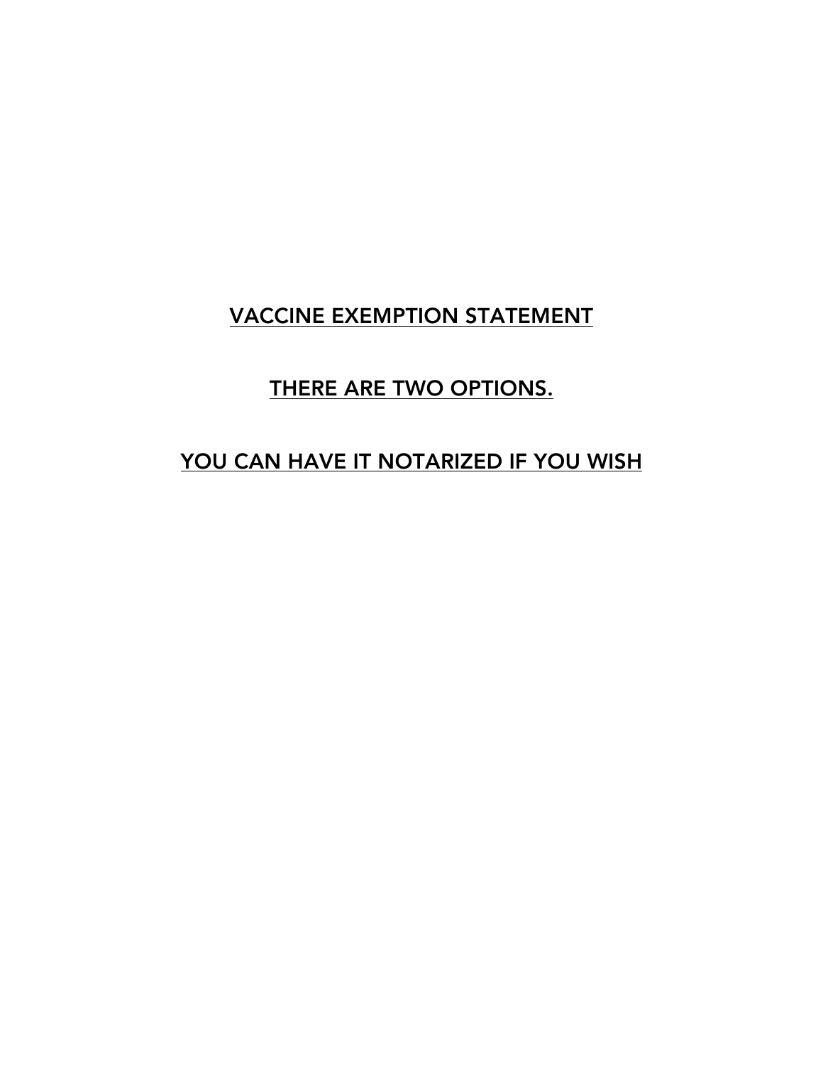VACCINE EXEMPTION STATEMENT

THERE ARE TWO OPTIONS.

YOU CAN HAVE IT NOTARIZED IF YOU WISH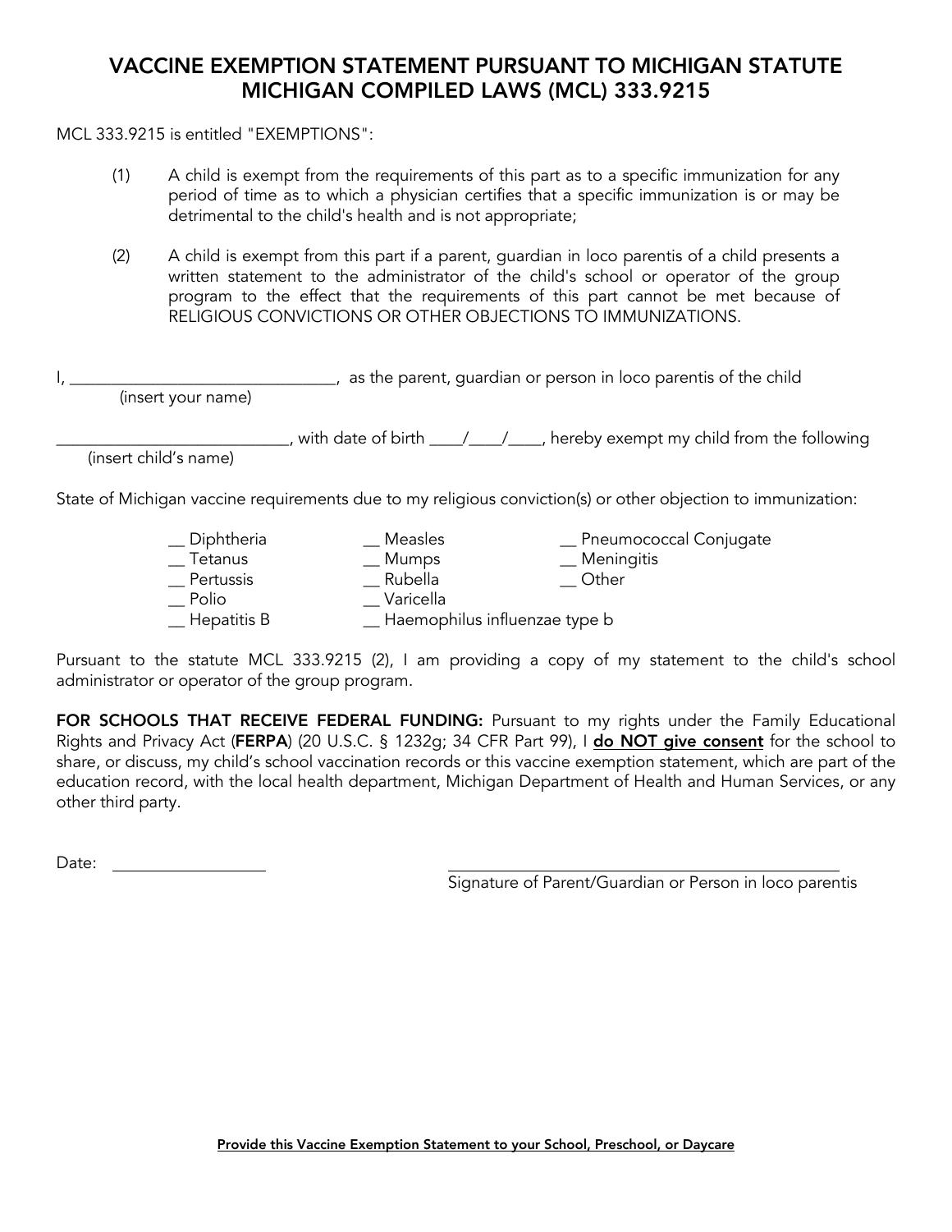# VACCINE EXEMPTION STATEMENT PURSUANT TO MICHIGAN STATUTE MICHIGAN COMPILED LAWS (MCL) 333.9215

MCL 333.9215 is entitled "EXEMPTIONS":

(1) A child is exempt from the requirements of this part as to a specific immunization for any period of time as to which a physician certifies that a specific immunization is or may be detrimental to the child's health and is not appropriate;

(2) A child is exempt from this part if a parent, guardian in loco parentis of a child presents a written statement to the administrator of the child's school or operator of the group program to the effect that the requirements of this part cannot be met because of RELIGIOUS CONVICTIONS OR OTHER OBJECTIONS TO IMMUNIZATIONS.

I, ________________________________, as the parent, guardian or person in loco parentis of the child
(insert your name)

___________________________, with date of birth ____/____/____, hereby exempt my child from the following
(insert child's name)

State of Michigan vaccine requirements due to my religious conviction(s) or other objection to immunization:

__ Diphtheria
__ Tetanus
__ Pertussis
__ Polio
__ Hepatitis B
__ Measles
__ Mumps
__ Rubella
__ Varicella
__ Haemophilus influenzae type b
__ Pneumococcal Conjugate
__ Meningitis
__ Other

Pursuant to the statute MCL 333.9215 (2), I am providing a copy of my statement to the child's school administrator or operator of the group program.

**FOR SCHOOLS THAT RECEIVE FEDERAL FUNDING:** Pursuant to my rights under the Family Educational Rights and Privacy Act (**FERPA**) (20 U.S.C. § 1232g; 34 CFR Part 99), I **do NOT give consent** for the school to share, or discuss, my child's school vaccination records or this vaccine exemption statement, which are part of the education record, with the local health department, Michigan Department of Health and Human Services, or any other third party.

Date: __________________

_______________________________________________
Signature of Parent/Guardian or Person in loco parentis

**Provide this Vaccine Exemption Statement to your School, Preschool, or Daycare**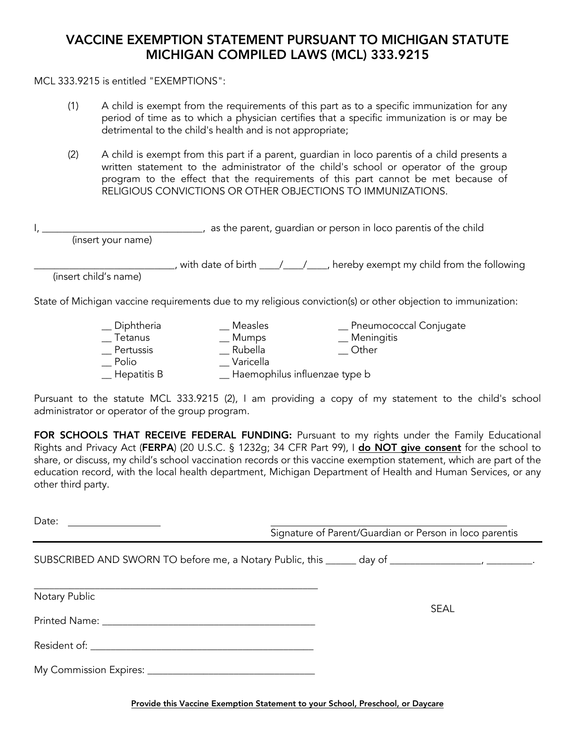# VACCINE EXEMPTION STATEMENT PURSUANT TO MICHIGAN STATUTE MICHIGAN COMPILED LAWS (MCL) 333.9215

MCL 333.9215 is entitled "EXEMPTIONS":

(1) A child is exempt from the requirements of this part as to a specific immunization for any period of time as to which a physician certifies that a specific immunization is or may be detrimental to the child's health and is not appropriate;

(2) A child is exempt from this part if a parent, guardian in loco parentis of a child presents a written statement to the administrator of the child's school or operator of the group program to the effect that the requirements of this part cannot be met because of RELIGIOUS CONVICTIONS OR OTHER OBJECTIONS TO IMMUNIZATIONS.

I, ________________________________, as the parent, guardian or person in loco parentis of the child
(insert your name)

____________________________, with date of birth ____/____/____, hereby exempt my child from the following
(insert child's name)

State of Michigan vaccine requirements due to my religious conviction(s) or other objection to immunization:

__ Diphtheria
__ Tetanus
__ Pertussis
__ Polio
__ Hepatitis B
__ Measles
__ Mumps
__ Rubella
__ Varicella
__ Haemophilus influenzae type b
__ Pneumococcal Conjugate
__ Meningitis
__ Other

Pursuant to the statute MCL 333.9215 (2), I am providing a copy of my statement to the child's school administrator or operator of the group program.

**FOR SCHOOLS THAT RECEIVE FEDERAL FUNDING:** Pursuant to my rights under the Family Educational Rights and Privacy Act (**FERPA**) (20 U.S.C. § 1232g; 34 CFR Part 99), I **do NOT give consent** for the school to share, or discuss, my child's school vaccination records or this vaccine exemption statement, which are part of the education record, with the local health department, Michigan Department of Health and Human Services, or any other third party.

Date: __________________

_______________________________________________
Signature of Parent/Guardian or Person in loco parentis

---

SUBSCRIBED AND SWORN TO before me, a Notary Public, this ______ day of __________________, _________.

_________________________________________________________
Notary Public

SEAL

Printed Name: ___________________________________________

Resident of: _____________________________________________

My Commission Expires: __________________________________

**Provide this Vaccine Exemption Statement to your School, Preschool, or Daycare**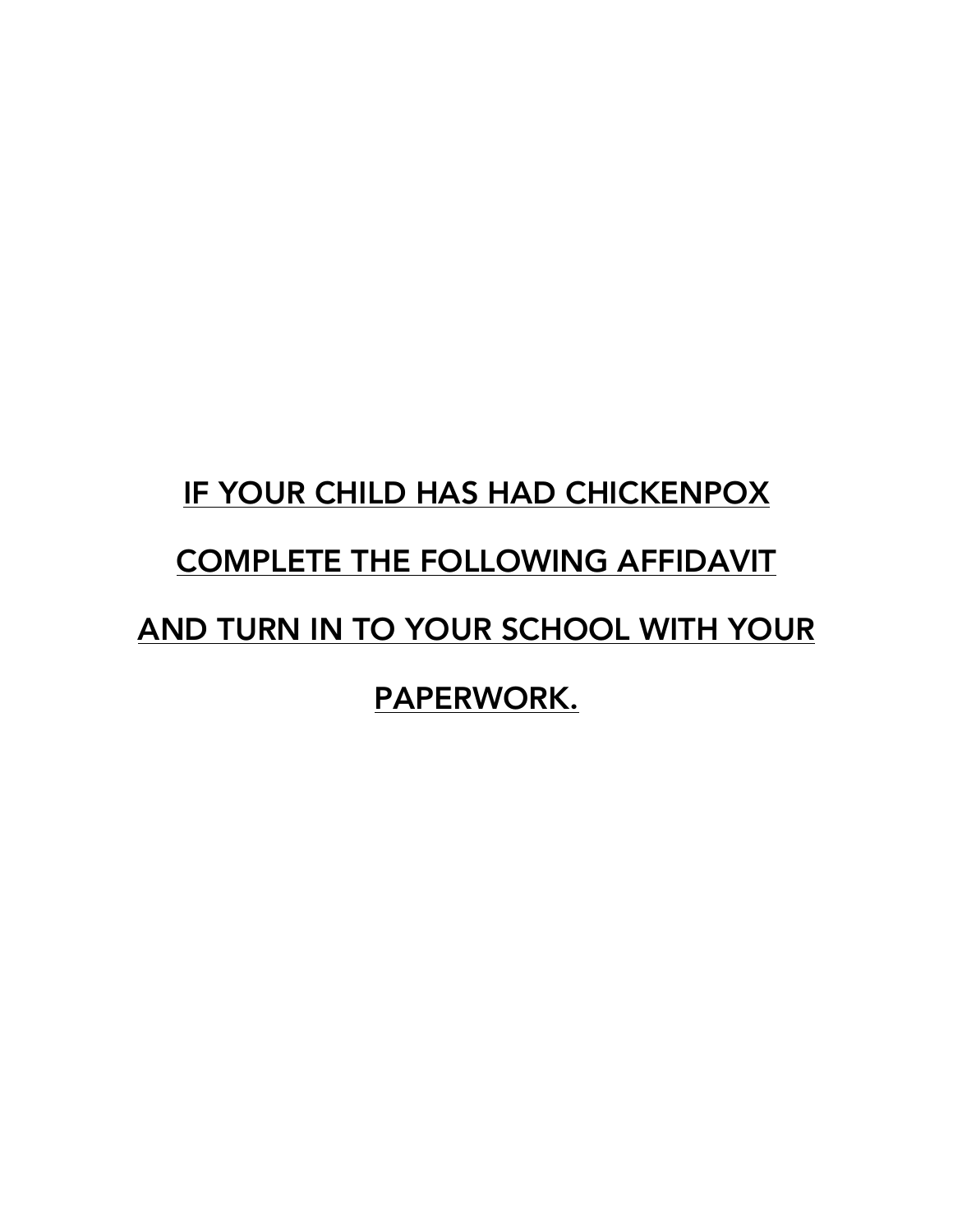IF YOUR CHILD HAS HAD CHICKENPOX

COMPLETE THE FOLLOWING AFFIDAVIT

AND TURN IN TO YOUR SCHOOL WITH YOUR

PAPERWORK.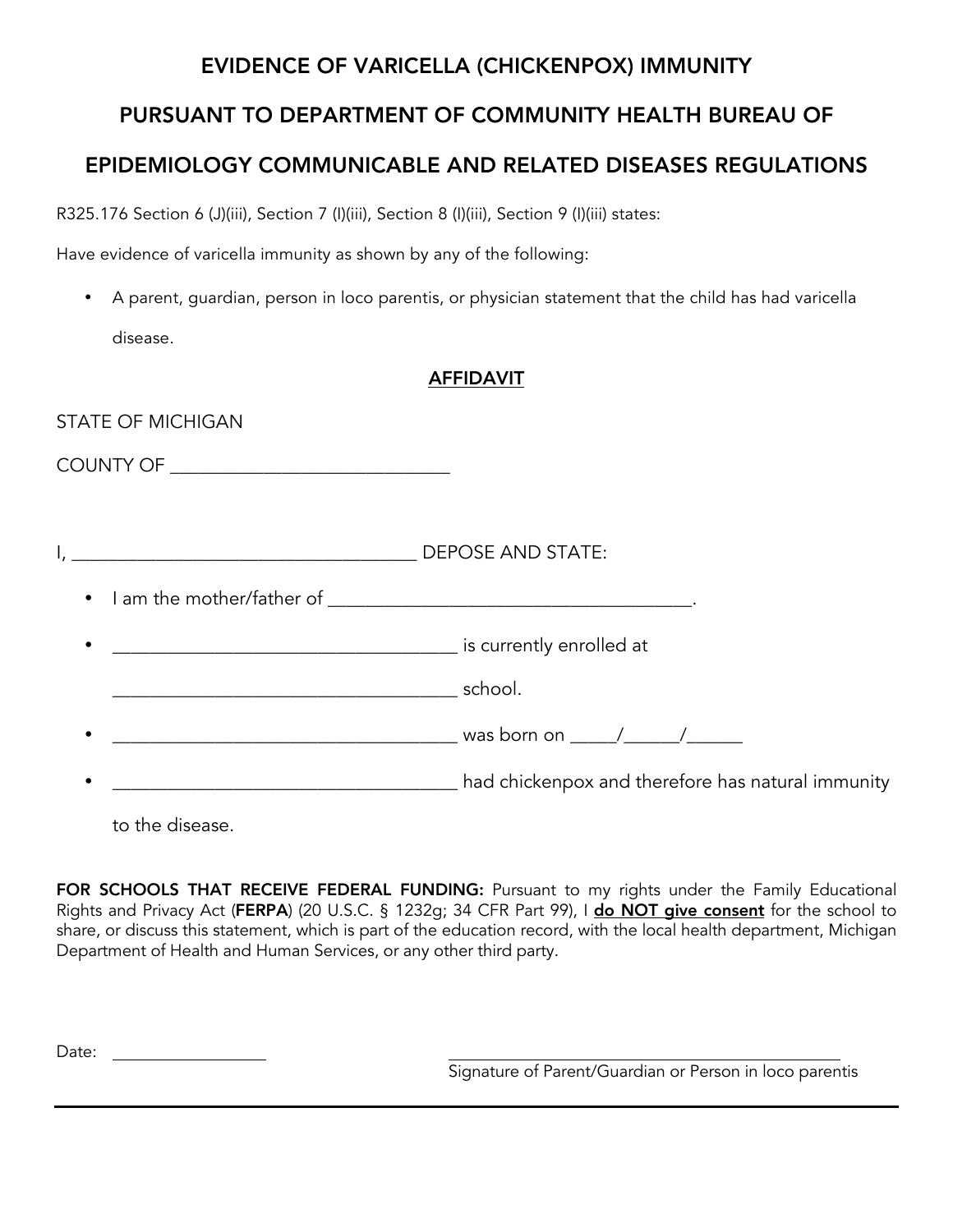# EVIDENCE OF VARICELLA (CHICKENPOX) IMMUNITY

# PURSUANT TO DEPARTMENT OF COMMUNITY HEALTH BUREAU OF EPIDEMIOLOGY COMMUNICABLE AND RELATED DISEASES REGULATIONS

R325.176 Section 6 (J)(iii), Section 7 (I)(iii), Section 8 (I)(iii), Section 9 (I)(iii) states:

Have evidence of varicella immunity as shown by any of the following:

- A parent, guardian, person in loco parentis, or physician statement that the child has had varicella disease.

**AFFIDAVIT**

STATE OF MICHIGAN

COUNTY OF ____________________________

I, __________________________________ DEPOSE AND STATE:

- I am the mother/father of ____________________________________.
- __________________________________ is currently enrolled at __________________________________ school.
- __________________________________ was born on _____/______/______
- __________________________________ had chickenpox and therefore has natural immunity to the disease.

**FOR SCHOOLS THAT RECEIVE FEDERAL FUNDING:** Pursuant to my rights under the Family Educational Rights and Privacy Act (**FERPA**) (20 U.S.C. § 1232g; 34 CFR Part 99), I **do NOT give consent** for the school to share, or discuss this statement, which is part of the education record, with the local health department, Michigan Department of Health and Human Services, or any other third party.

Date: _________________

_____________________________________________
Signature of Parent/Guardian or Person in loco parentis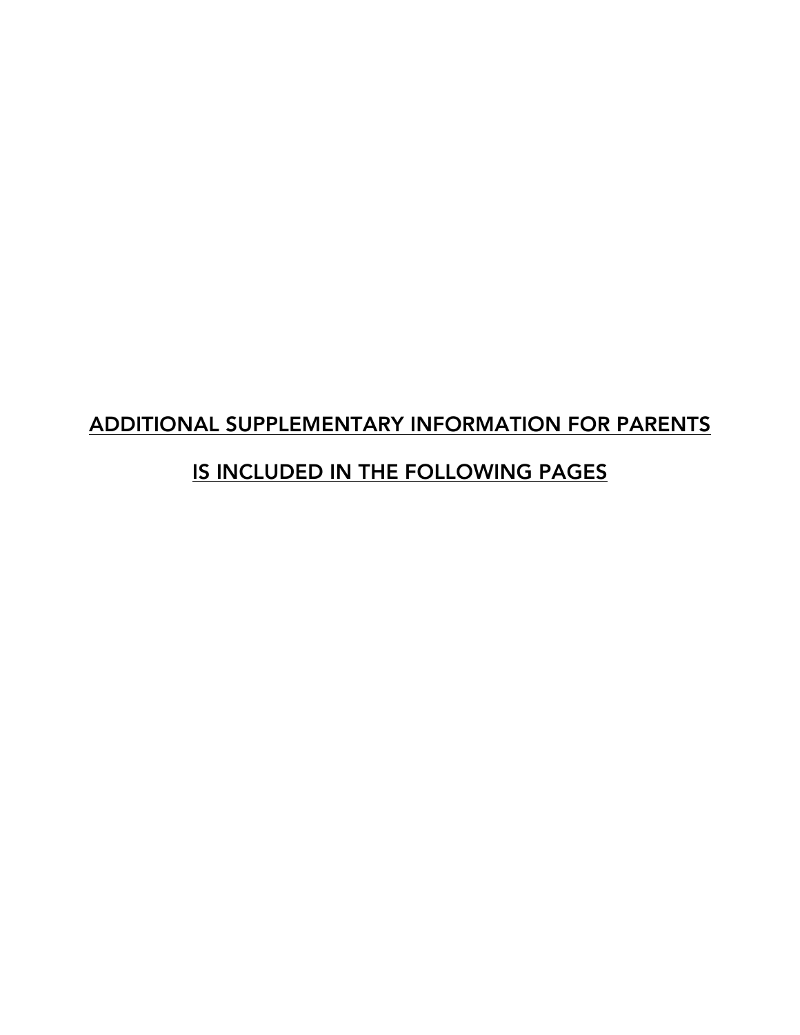ADDITIONAL SUPPLEMENTARY INFORMATION FOR PARENTS

IS INCLUDED IN THE FOLLOWING PAGES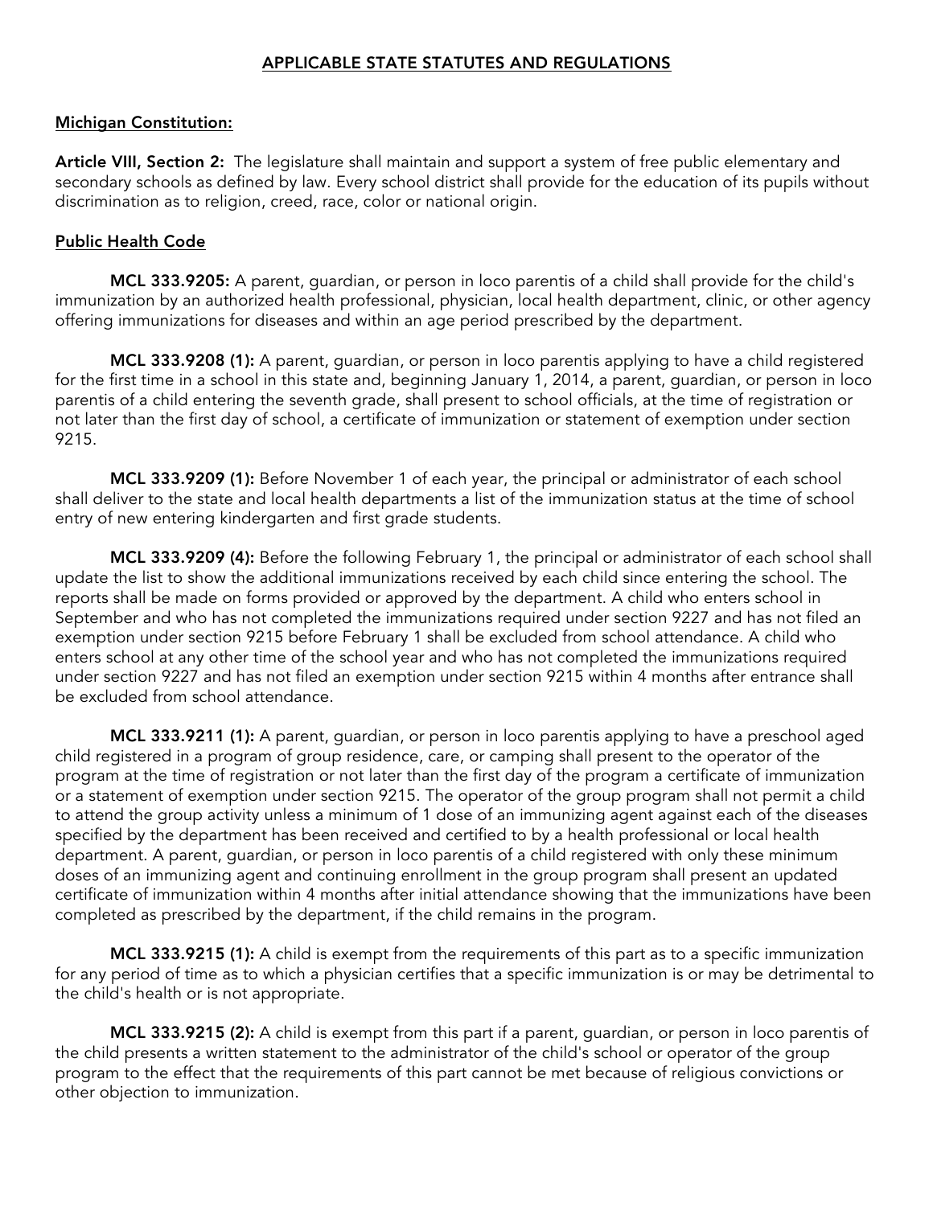## APPLICABLE STATE STATUTES AND REGULATIONS

### Michigan Constitution:

**Article VIII, Section 2:** The legislature shall maintain and support a system of free public elementary and secondary schools as defined by law. Every school district shall provide for the education of its pupils without discrimination as to religion, creed, race, color or national origin.

### Public Health Code

**MCL 333.9205:** A parent, guardian, or person in loco parentis of a child shall provide for the child's immunization by an authorized health professional, physician, local health department, clinic, or other agency offering immunizations for diseases and within an age period prescribed by the department.

**MCL 333.9208 (1):** A parent, guardian, or person in loco parentis applying to have a child registered for the first time in a school in this state and, beginning January 1, 2014, a parent, guardian, or person in loco parentis of a child entering the seventh grade, shall present to school officials, at the time of registration or not later than the first day of school, a certificate of immunization or statement of exemption under section 9215.

**MCL 333.9209 (1):** Before November 1 of each year, the principal or administrator of each school shall deliver to the state and local health departments a list of the immunization status at the time of school entry of new entering kindergarten and first grade students.

**MCL 333.9209 (4):** Before the following February 1, the principal or administrator of each school shall update the list to show the additional immunizations received by each child since entering the school. The reports shall be made on forms provided or approved by the department. A child who enters school in September and who has not completed the immunizations required under section 9227 and has not filed an exemption under section 9215 before February 1 shall be excluded from school attendance. A child who enters school at any other time of the school year and who has not completed the immunizations required under section 9227 and has not filed an exemption under section 9215 within 4 months after entrance shall be excluded from school attendance.

**MCL 333.9211 (1):** A parent, guardian, or person in loco parentis applying to have a preschool aged child registered in a program of group residence, care, or camping shall present to the operator of the program at the time of registration or not later than the first day of the program a certificate of immunization or a statement of exemption under section 9215. The operator of the group program shall not permit a child to attend the group activity unless a minimum of 1 dose of an immunizing agent against each of the diseases specified by the department has been received and certified to by a health professional or local health department. A parent, guardian, or person in loco parentis of a child registered with only these minimum doses of an immunizing agent and continuing enrollment in the group program shall present an updated certificate of immunization within 4 months after initial attendance showing that the immunizations have been completed as prescribed by the department, if the child remains in the program.

**MCL 333.9215 (1):** A child is exempt from the requirements of this part as to a specific immunization for any period of time as to which a physician certifies that a specific immunization is or may be detrimental to the child's health or is not appropriate.

**MCL 333.9215 (2):** A child is exempt from this part if a parent, guardian, or person in loco parentis of the child presents a written statement to the administrator of the child's school or operator of the group program to the effect that the requirements of this part cannot be met because of religious convictions or other objection to immunization.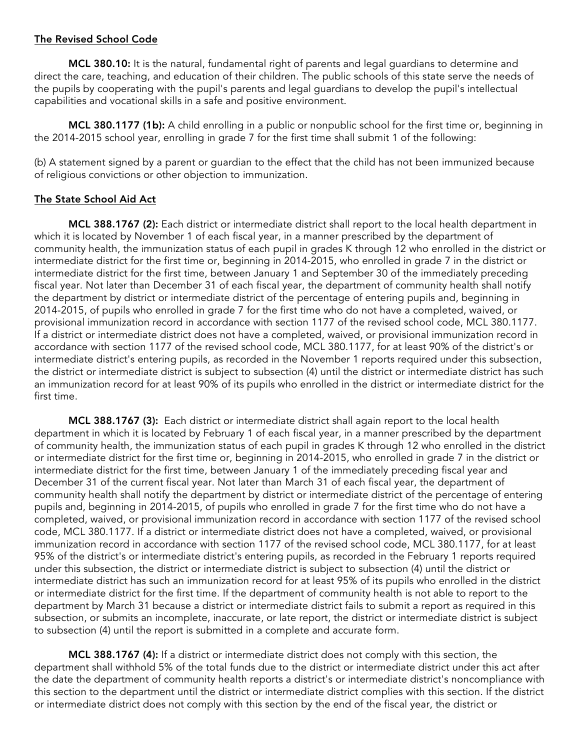## The Revised School Code

**MCL 380.10:** It is the natural, fundamental right of parents and legal guardians to determine and direct the care, teaching, and education of their children. The public schools of this state serve the needs of the pupils by cooperating with the pupil's parents and legal guardians to develop the pupil's intellectual capabilities and vocational skills in a safe and positive environment.

**MCL 380.1177 (1b):** A child enrolling in a public or nonpublic school for the first time or, beginning in the 2014-2015 school year, enrolling in grade 7 for the first time shall submit 1 of the following:

(b) A statement signed by a parent or guardian to the effect that the child has not been immunized because of religious convictions or other objection to immunization.

## The State School Aid Act

**MCL 388.1767 (2):** Each district or intermediate district shall report to the local health department in which it is located by November 1 of each fiscal year, in a manner prescribed by the department of community health, the immunization status of each pupil in grades K through 12 who enrolled in the district or intermediate district for the first time or, beginning in 2014-2015, who enrolled in grade 7 in the district or intermediate district for the first time, between January 1 and September 30 of the immediately preceding fiscal year. Not later than December 31 of each fiscal year, the department of community health shall notify the department by district or intermediate district of the percentage of entering pupils and, beginning in 2014-2015, of pupils who enrolled in grade 7 for the first time who do not have a completed, waived, or provisional immunization record in accordance with section 1177 of the revised school code, MCL 380.1177. If a district or intermediate district does not have a completed, waived, or provisional immunization record in accordance with section 1177 of the revised school code, MCL 380.1177, for at least 90% of the district's or intermediate district's entering pupils, as recorded in the November 1 reports required under this subsection, the district or intermediate district is subject to subsection (4) until the district or intermediate district has such an immunization record for at least 90% of its pupils who enrolled in the district or intermediate district for the first time.

**MCL 388.1767 (3):** Each district or intermediate district shall again report to the local health department in which it is located by February 1 of each fiscal year, in a manner prescribed by the department of community health, the immunization status of each pupil in grades K through 12 who enrolled in the district or intermediate district for the first time or, beginning in 2014-2015, who enrolled in grade 7 in the district or intermediate district for the first time, between January 1 of the immediately preceding fiscal year and December 31 of the current fiscal year. Not later than March 31 of each fiscal year, the department of community health shall notify the department by district or intermediate district of the percentage of entering pupils and, beginning in 2014-2015, of pupils who enrolled in grade 7 for the first time who do not have a completed, waived, or provisional immunization record in accordance with section 1177 of the revised school code, MCL 380.1177. If a district or intermediate district does not have a completed, waived, or provisional immunization record in accordance with section 1177 of the revised school code, MCL 380.1177, for at least 95% of the district's or intermediate district's entering pupils, as recorded in the February 1 reports required under this subsection, the district or intermediate district is subject to subsection (4) until the district or intermediate district has such an immunization record for at least 95% of its pupils who enrolled in the district or intermediate district for the first time. If the department of community health is not able to report to the department by March 31 because a district or intermediate district fails to submit a report as required in this subsection, or submits an incomplete, inaccurate, or late report, the district or intermediate district is subject to subsection (4) until the report is submitted in a complete and accurate form.

**MCL 388.1767 (4):** If a district or intermediate district does not comply with this section, the department shall withhold 5% of the total funds due to the district or intermediate district under this act after the date the department of community health reports a district's or intermediate district's noncompliance with this section to the department until the district or intermediate district complies with this section. If the district or intermediate district does not comply with this section by the end of the fiscal year, the district or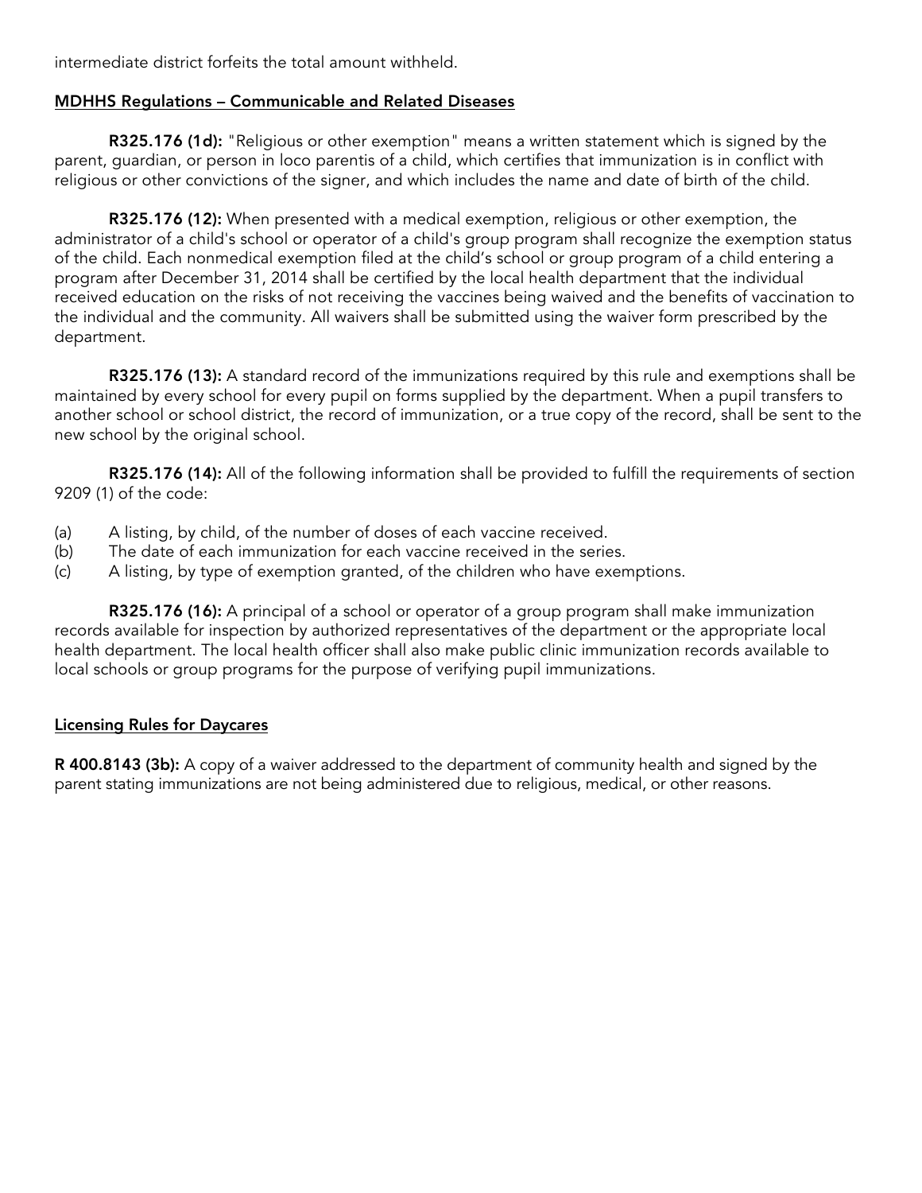intermediate district forfeits the total amount withheld.

## MDHHS Regulations – Communicable and Related Diseases

**R325.176 (1d):** "Religious or other exemption" means a written statement which is signed by the parent, guardian, or person in loco parentis of a child, which certifies that immunization is in conflict with religious or other convictions of the signer, and which includes the name and date of birth of the child.

**R325.176 (12):** When presented with a medical exemption, religious or other exemption, the administrator of a child's school or operator of a child's group program shall recognize the exemption status of the child. Each nonmedical exemption filed at the child's school or group program of a child entering a program after December 31, 2014 shall be certified by the local health department that the individual received education on the risks of not receiving the vaccines being waived and the benefits of vaccination to the individual and the community. All waivers shall be submitted using the waiver form prescribed by the department.

**R325.176 (13):** A standard record of the immunizations required by this rule and exemptions shall be maintained by every school for every pupil on forms supplied by the department. When a pupil transfers to another school or school district, the record of immunization, or a true copy of the record, shall be sent to the new school by the original school.

**R325.176 (14):** All of the following information shall be provided to fulfill the requirements of section 9209 (1) of the code:

(a) A listing, by child, of the number of doses of each vaccine received.
(b) The date of each immunization for each vaccine received in the series.
(c) A listing, by type of exemption granted, of the children who have exemptions.

**R325.176 (16):** A principal of a school or operator of a group program shall make immunization records available for inspection by authorized representatives of the department or the appropriate local health department. The local health officer shall also make public clinic immunization records available to local schools or group programs for the purpose of verifying pupil immunizations.

## Licensing Rules for Daycares

**R 400.8143 (3b):** A copy of a waiver addressed to the department of community health and signed by the parent stating immunizations are not being administered due to religious, medical, or other reasons.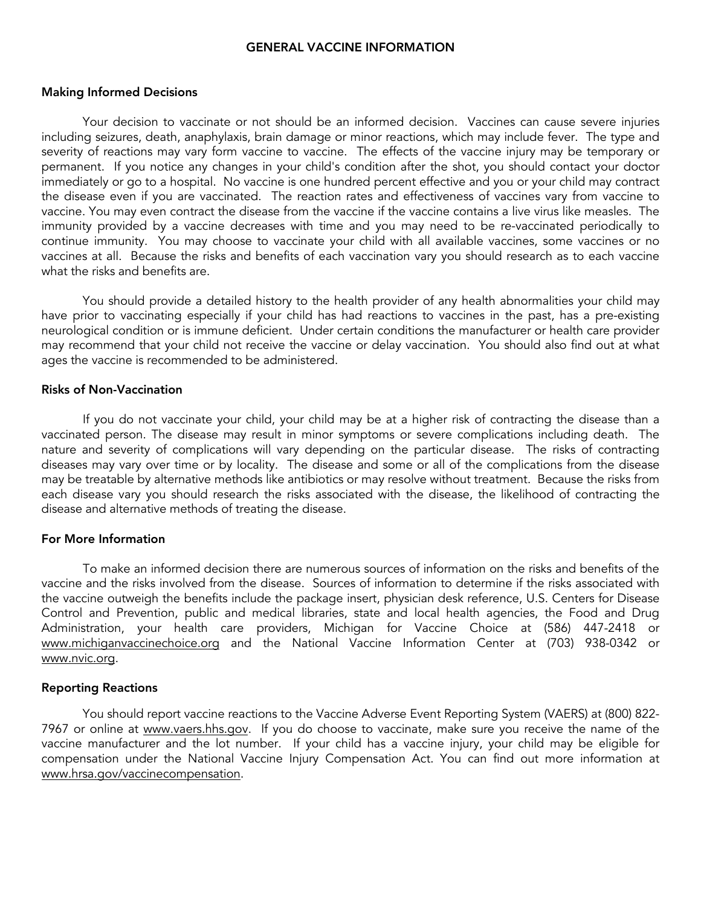# GENERAL VACCINE INFORMATION

## Making Informed Decisions

Your decision to vaccinate or not should be an informed decision. Vaccines can cause severe injuries including seizures, death, anaphylaxis, brain damage or minor reactions, which may include fever. The type and severity of reactions may vary form vaccine to vaccine. The effects of the vaccine injury may be temporary or permanent. If you notice any changes in your child's condition after the shot, you should contact your doctor immediately or go to a hospital. No vaccine is one hundred percent effective and you or your child may contract the disease even if you are vaccinated. The reaction rates and effectiveness of vaccines vary from vaccine to vaccine. You may even contract the disease from the vaccine if the vaccine contains a live virus like measles. The immunity provided by a vaccine decreases with time and you may need to be re-vaccinated periodically to continue immunity. You may choose to vaccinate your child with all available vaccines, some vaccines or no vaccines at all. Because the risks and benefits of each vaccination vary you should research as to each vaccine what the risks and benefits are.

You should provide a detailed history to the health provider of any health abnormalities your child may have prior to vaccinating especially if your child has had reactions to vaccines in the past, has a pre-existing neurological condition or is immune deficient. Under certain conditions the manufacturer or health care provider may recommend that your child not receive the vaccine or delay vaccination. You should also find out at what ages the vaccine is recommended to be administered.

## Risks of Non-Vaccination

If you do not vaccinate your child, your child may be at a higher risk of contracting the disease than a vaccinated person. The disease may result in minor symptoms or severe complications including death. The nature and severity of complications will vary depending on the particular disease. The risks of contracting diseases may vary over time or by locality. The disease and some or all of the complications from the disease may be treatable by alternative methods like antibiotics or may resolve without treatment. Because the risks from each disease vary you should research the risks associated with the disease, the likelihood of contracting the disease and alternative methods of treating the disease.

## For More Information

To make an informed decision there are numerous sources of information on the risks and benefits of the vaccine and the risks involved from the disease. Sources of information to determine if the risks associated with the vaccine outweigh the benefits include the package insert, physician desk reference, U.S. Centers for Disease Control and Prevention, public and medical libraries, state and local health agencies, the Food and Drug Administration, your health care providers, Michigan for Vaccine Choice at (586) 447-2418 or www.michiganvaccinechoice.org and the National Vaccine Information Center at (703) 938-0342 or www.nvic.org.

## Reporting Reactions

You should report vaccine reactions to the Vaccine Adverse Event Reporting System (VAERS) at (800) 822-7967 or online at www.vaers.hhs.gov. If you do choose to vaccinate, make sure you receive the name of the vaccine manufacturer and the lot number. If your child has a vaccine injury, your child may be eligible for compensation under the National Vaccine Injury Compensation Act. You can find out more information at www.hrsa.gov/vaccinecompensation.